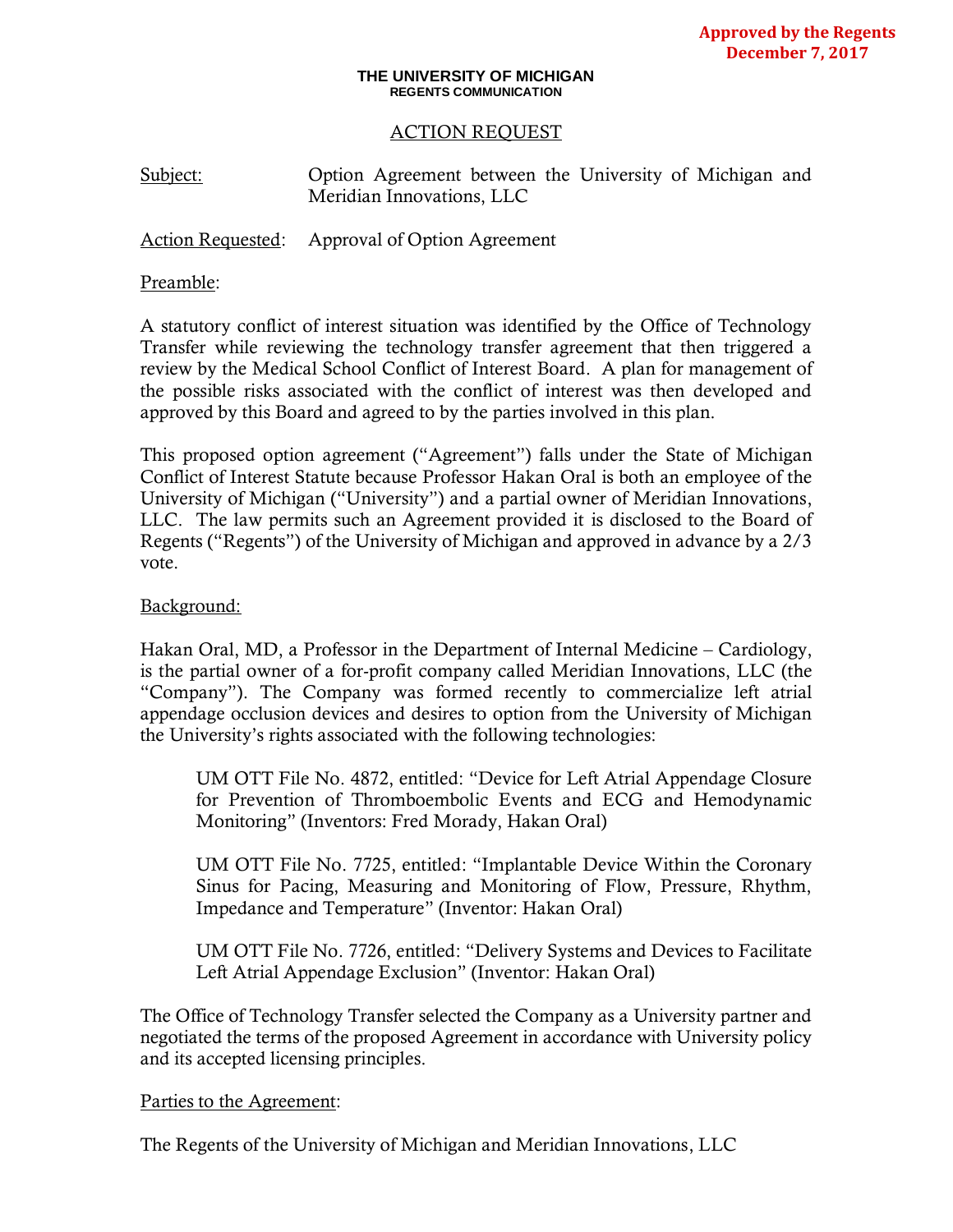**Approved by the Regents**
**December 7, 2017**

**THE UNIVERSITY OF MICHIGAN**
**REGENTS COMMUNICATION**

# ACTION REQUEST

Subject: Option Agreement between the University of Michigan and Meridian Innovations, LLC

Action Requested: Approval of Option Agreement

Preamble:

A statutory conflict of interest situation was identified by the Office of Technology Transfer while reviewing the technology transfer agreement that then triggered a review by the Medical School Conflict of Interest Board. A plan for management of the possible risks associated with the conflict of interest was then developed and approved by this Board and agreed to by the parties involved in this plan.

This proposed option agreement ("Agreement") falls under the State of Michigan Conflict of Interest Statute because Professor Hakan Oral is both an employee of the University of Michigan ("University") and a partial owner of Meridian Innovations, LLC. The law permits such an Agreement provided it is disclosed to the Board of Regents ("Regents") of the University of Michigan and approved in advance by a 2/3 vote.

Background:

Hakan Oral, MD, a Professor in the Department of Internal Medicine – Cardiology, is the partial owner of a for-profit company called Meridian Innovations, LLC (the "Company"). The Company was formed recently to commercialize left atrial appendage occlusion devices and desires to option from the University of Michigan the University's rights associated with the following technologies:

> UM OTT File No. 4872, entitled: "Device for Left Atrial Appendage Closure for Prevention of Thromboembolic Events and ECG and Hemodynamic Monitoring" (Inventors: Fred Morady, Hakan Oral)
>
> UM OTT File No. 7725, entitled: "Implantable Device Within the Coronary Sinus for Pacing, Measuring and Monitoring of Flow, Pressure, Rhythm, Impedance and Temperature" (Inventor: Hakan Oral)
>
> UM OTT File No. 7726, entitled: "Delivery Systems and Devices to Facilitate Left Atrial Appendage Exclusion" (Inventor: Hakan Oral)

The Office of Technology Transfer selected the Company as a University partner and negotiated the terms of the proposed Agreement in accordance with University policy and its accepted licensing principles.

Parties to the Agreement:

The Regents of the University of Michigan and Meridian Innovations, LLC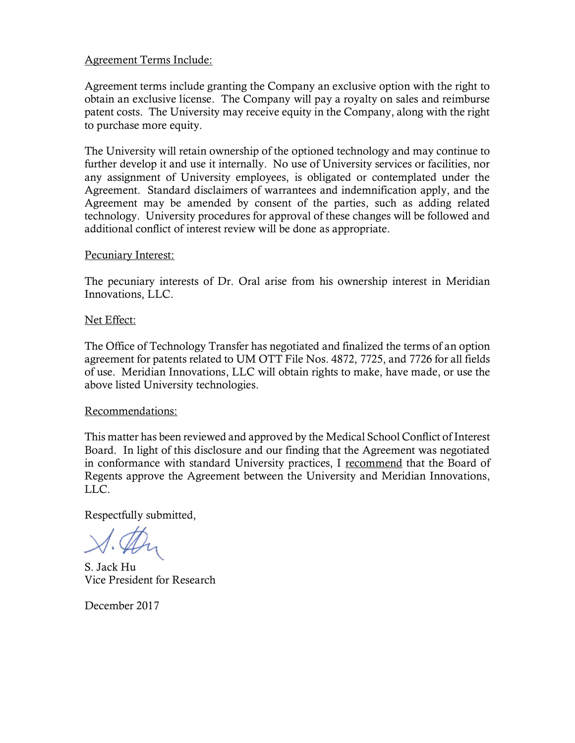<u>Agreement Terms Include:</u>

Agreement terms include granting the Company an exclusive option with the right to obtain an exclusive license. The Company will pay a royalty on sales and reimburse patent costs. The University may receive equity in the Company, along with the right to purchase more equity.

The University will retain ownership of the optioned technology and may continue to further develop it and use it internally. No use of University services or facilities, nor any assignment of University employees, is obligated or contemplated under the Agreement. Standard disclaimers of warrantees and indemnification apply, and the Agreement may be amended by consent of the parties, such as adding related technology. University procedures for approval of these changes will be followed and additional conflict of interest review will be done as appropriate.

<u>Pecuniary Interest:</u>

The pecuniary interests of Dr. Oral arise from his ownership interest in Meridian Innovations, LLC.

<u>Net Effect:</u>

The Office of Technology Transfer has negotiated and finalized the terms of an option agreement for patents related to UM OTT File Nos. 4872, 7725, and 7726 for all fields of use. Meridian Innovations, LLC will obtain rights to make, have made, or use the above listed University technologies.

<u>Recommendations:</u>

This matter has been reviewed and approved by the Medical School Conflict of Interest Board. In light of this disclosure and our finding that the Agreement was negotiated in conformance with standard University practices, I <u>recommend</u> that the Board of Regents approve the Agreement between the University and Meridian Innovations, LLC.

Respectfully submitted,

S. Jack Hu
Vice President for Research

December 2017